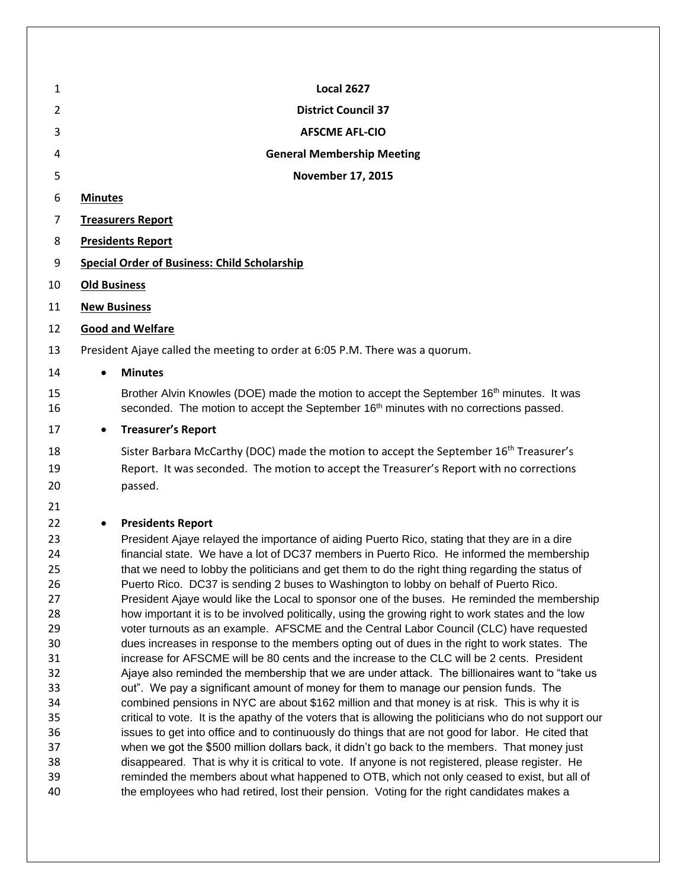**Local 2627**

**District Council 37**

**AFSCME AFL-CIO**

**General Membership Meeting**

**November 17, 2015**

**Minutes**

**Treasurers Report**

**Presidents Report**

**Special Order of Business: Child Scholarship**

**Old Business**

**New Business**

**Good and Welfare**

President Ajaye called the meeting to order at 6:05 P.M. There was a quorum.

- **Minutes**

  Brother Alvin Knowles (DOE) made the motion to accept the September 16th minutes. It was seconded. The motion to accept the September 16th minutes with no corrections passed.

- **Treasurer's Report**

  Sister Barbara McCarthy (DOC) made the motion to accept the September 16th Treasurer's Report. It was seconded. The motion to accept the Treasurer's Report with no corrections passed.

- **Presidents Report**

  President Ajaye relayed the importance of aiding Puerto Rico, stating that they are in a dire financial state. We have a lot of DC37 members in Puerto Rico. He informed the membership that we need to lobby the politicians and get them to do the right thing regarding the status of Puerto Rico. DC37 is sending 2 buses to Washington to lobby on behalf of Puerto Rico. President Ajaye would like the Local to sponsor one of the buses. He reminded the membership how important it is to be involved politically, using the growing right to work states and the low voter turnouts as an example. AFSCME and the Central Labor Council (CLC) have requested dues increases in response to the members opting out of dues in the right to work states. The increase for AFSCME will be 80 cents and the increase to the CLC will be 2 cents. President Ajaye also reminded the membership that we are under attack. The billionaires want to "take us out". We pay a significant amount of money for them to manage our pension funds. The combined pensions in NYC are about $162 million and that money is at risk. This is why it is critical to vote. It is the apathy of the voters that is allowing the politicians who do not support our issues to get into office and to continuously do things that are not good for labor. He cited that when we got the $500 million dollars back, it didn't go back to the members. That money just disappeared. That is why it is critical to vote. If anyone is not registered, please register. He reminded the members about what happened to OTB, which not only ceased to exist, but all of the employees who had retired, lost their pension. Voting for the right candidates makes a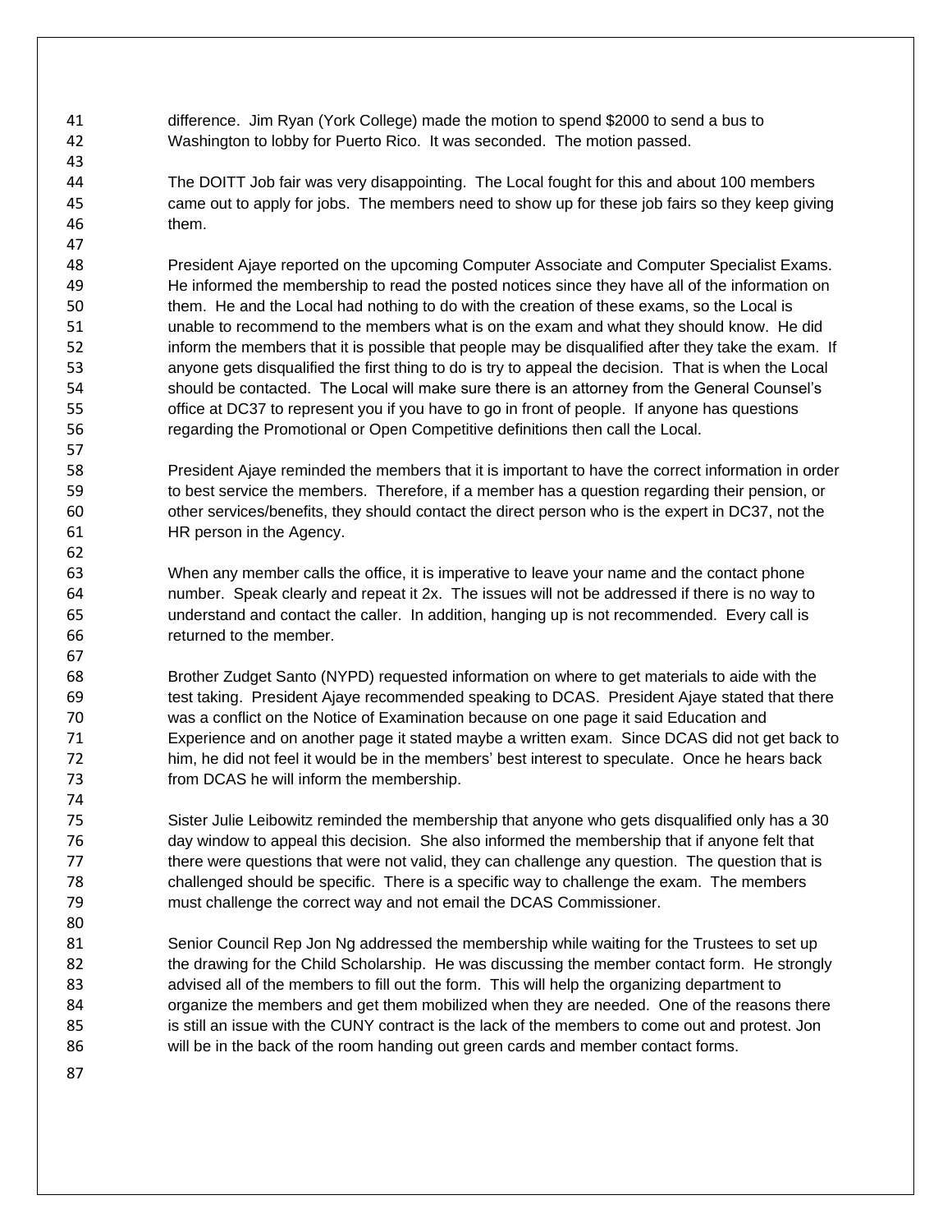difference. Jim Ryan (York College) made the motion to spend $2000 to send a bus to Washington to lobby for Puerto Rico. It was seconded. The motion passed.

The DOITT Job fair was very disappointing. The Local fought for this and about 100 members came out to apply for jobs. The members need to show up for these job fairs so they keep giving them.

President Ajaye reported on the upcoming Computer Associate and Computer Specialist Exams. He informed the membership to read the posted notices since they have all of the information on them. He and the Local had nothing to do with the creation of these exams, so the Local is unable to recommend to the members what is on the exam and what they should know. He did inform the members that it is possible that people may be disqualified after they take the exam. If anyone gets disqualified the first thing to do is try to appeal the decision. That is when the Local should be contacted. The Local will make sure there is an attorney from the General Counsel's office at DC37 to represent you if you have to go in front of people. If anyone has questions regarding the Promotional or Open Competitive definitions then call the Local.

President Ajaye reminded the members that it is important to have the correct information in order to best service the members. Therefore, if a member has a question regarding their pension, or other services/benefits, they should contact the direct person who is the expert in DC37, not the HR person in the Agency.

When any member calls the office, it is imperative to leave your name and the contact phone number. Speak clearly and repeat it 2x. The issues will not be addressed if there is no way to understand and contact the caller. In addition, hanging up is not recommended. Every call is returned to the member.

Brother Zudget Santo (NYPD) requested information on where to get materials to aide with the test taking. President Ajaye recommended speaking to DCAS. President Ajaye stated that there was a conflict on the Notice of Examination because on one page it said Education and Experience and on another page it stated maybe a written exam. Since DCAS did not get back to him, he did not feel it would be in the members' best interest to speculate. Once he hears back from DCAS he will inform the membership.

Sister Julie Leibowitz reminded the membership that anyone who gets disqualified only has a 30 day window to appeal this decision. She also informed the membership that if anyone felt that there were questions that were not valid, they can challenge any question. The question that is challenged should be specific. There is a specific way to challenge the exam. The members must challenge the correct way and not email the DCAS Commissioner.

Senior Council Rep Jon Ng addressed the membership while waiting for the Trustees to set up the drawing for the Child Scholarship. He was discussing the member contact form. He strongly advised all of the members to fill out the form. This will help the organizing department to organize the members and get them mobilized when they are needed. One of the reasons there is still an issue with the CUNY contract is the lack of the members to come out and protest. Jon will be in the back of the room handing out green cards and member contact forms.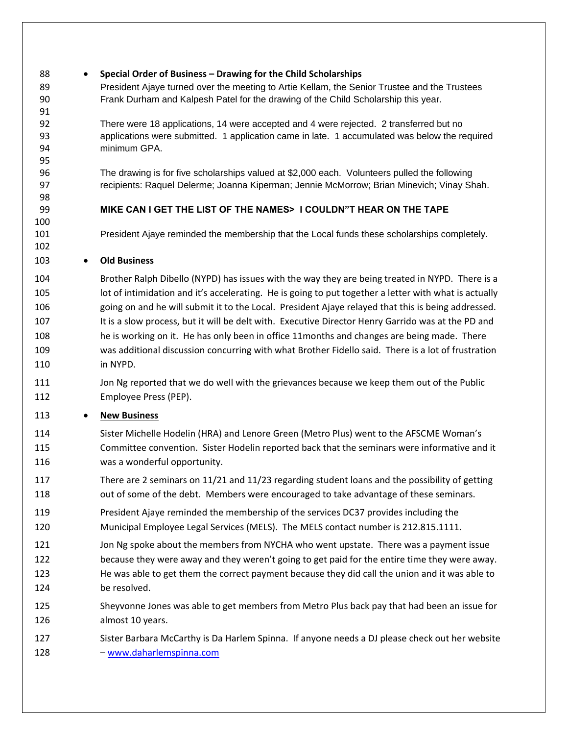- **Special Order of Business – Drawing for the Child Scholarships**

  President Ajaye turned over the meeting to Artie Kellam, the Senior Trustee and the Trustees Frank Durham and Kalpesh Patel for the drawing of the Child Scholarship this year.

  There were 18 applications, 14 were accepted and 4 were rejected. 2 transferred but no applications were submitted. 1 application came in late. 1 accumulated was below the required minimum GPA.

  The drawing is for five scholarships valued at $2,000 each. Volunteers pulled the following recipients: Raquel Delerme; Joanna Kiperman; Jennie McMorrow; Brian Minevich; Vinay Shah.

  **MIKE CAN I GET THE LIST OF THE NAMES> I COULDN"T HEAR ON THE TAPE**

  President Ajaye reminded the membership that the Local funds these scholarships completely.

- **Old Business**

  Brother Ralph Dibello (NYPD) has issues with the way they are being treated in NYPD. There is a lot of intimidation and it's accelerating. He is going to put together a letter with what is actually going on and he will submit it to the Local. President Ajaye relayed that this is being addressed. It is a slow process, but it will be delt with. Executive Director Henry Garrido was at the PD and he is working on it. He has only been in office 11months and changes are being made. There was additional discussion concurring with what Brother Fidello said. There is a lot of frustration in NYPD.

  Jon Ng reported that we do well with the grievances because we keep them out of the Public Employee Press (PEP).

- **<u>New Business</u>**

  Sister Michelle Hodelin (HRA) and Lenore Green (Metro Plus) went to the AFSCME Woman's Committee convention. Sister Hodelin reported back that the seminars were informative and it was a wonderful opportunity.

  There are 2 seminars on 11/21 and 11/23 regarding student loans and the possibility of getting out of some of the debt. Members were encouraged to take advantage of these seminars.

  President Ajaye reminded the membership of the services DC37 provides including the Municipal Employee Legal Services (MELS). The MELS contact number is 212.815.1111.

  Jon Ng spoke about the members from NYCHA who went upstate. There was a payment issue because they were away and they weren't going to get paid for the entire time they were away. He was able to get them the correct payment because they did call the union and it was able to be resolved.

  Sheyvonne Jones was able to get members from Metro Plus back pay that had been an issue for almost 10 years.

  Sister Barbara McCarthy is Da Harlem Spinna. If anyone needs a DJ please check out her website – www.daharlemspinna.com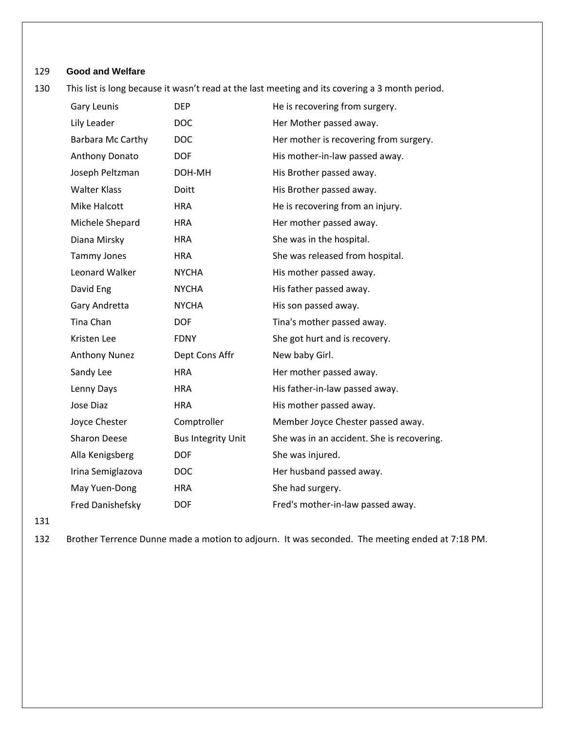129 **Good and Welfare**

130 This list is long because it wasn't read at the last meeting and its covering a 3 month period.

| | | |
|---|---|---|
| Gary Leunis | DEP | He is recovering from surgery. |
| Lily Leader | DOC | Her Mother passed away. |
| Barbara Mc Carthy | DOC | Her mother is recovering from surgery. |
| Anthony Donato | DOF | His mother-in-law passed away. |
| Joseph Peltzman | DOH-MH | His Brother passed away. |
| Walter Klass | Doitt | His Brother passed away. |
| Mike Halcott | HRA | He is recovering from an injury. |
| Michele Shepard | HRA | Her mother passed away. |
| Diana Mirsky | HRA | She was in the hospital. |
| Tammy Jones | HRA | She was released from hospital. |
| Leonard Walker | NYCHA | His mother passed away. |
| David Eng | NYCHA | His father passed away. |
| Gary Andretta | NYCHA | His son passed away. |
| Tina Chan | DOF | Tina's mother passed away. |
| Kristen Lee | FDNY | She got hurt and is recovery. |
| Anthony Nunez | Dept Cons Affr | New baby Girl. |
| Sandy Lee | HRA | Her mother passed away. |
| Lenny Days | HRA | His father-in-law passed away. |
| Jose Diaz | HRA | His mother passed away. |
| Joyce Chester | Comptroller | Member Joyce Chester passed away. |
| Sharon Deese | Bus Integrity Unit | She was in an accident. She is recovering. |
| Alla Kenigsberg | DOF | She was injured. |
| Irina Semiglazova | DOC | Her husband passed away. |
| May Yuen-Dong | HRA | She had surgery. |
| Fred Danishefsky | DOF | Fred's mother-in-law passed away. |

131

132 Brother Terrence Dunne made a motion to adjourn. It was seconded. The meeting ended at 7:18 PM.